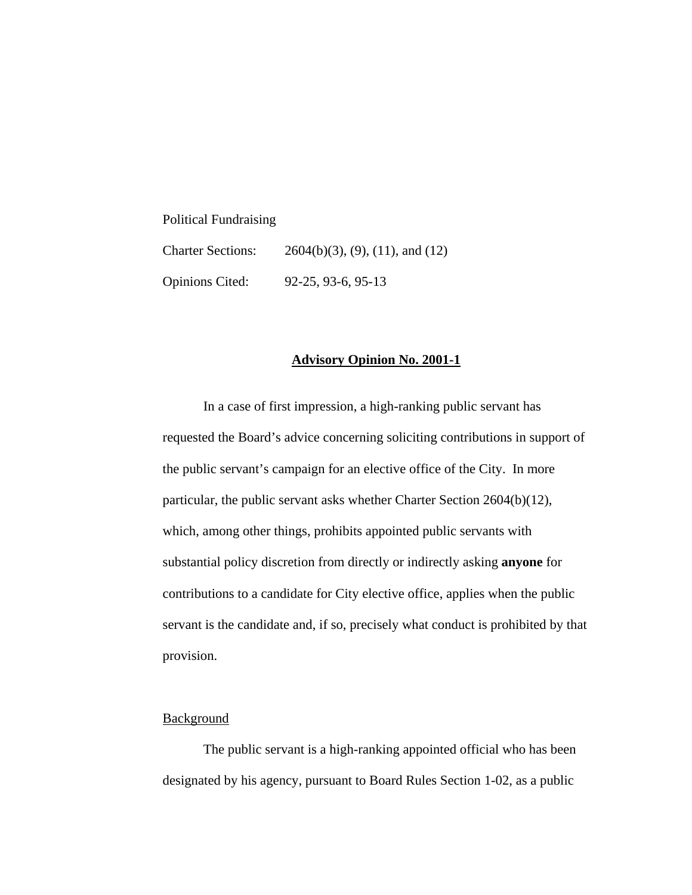Political Fundraising

Charter Sections: 2604(b)(3), (9), (11), and (12)

Opinions Cited: 92-25, 93-6, 95-13

## Advisory Opinion No. 2001-1

In a case of first impression, a high-ranking public servant has requested the Board's advice concerning soliciting contributions in support of the public servant's campaign for an elective office of the City. In more particular, the public servant asks whether Charter Section 2604(b)(12), which, among other things, prohibits appointed public servants with substantial policy discretion from directly or indirectly asking **anyone** for contributions to a candidate for City elective office, applies when the public servant is the candidate and, if so, precisely what conduct is prohibited by that provision.

### Background

The public servant is a high-ranking appointed official who has been designated by his agency, pursuant to Board Rules Section 1-02, as a public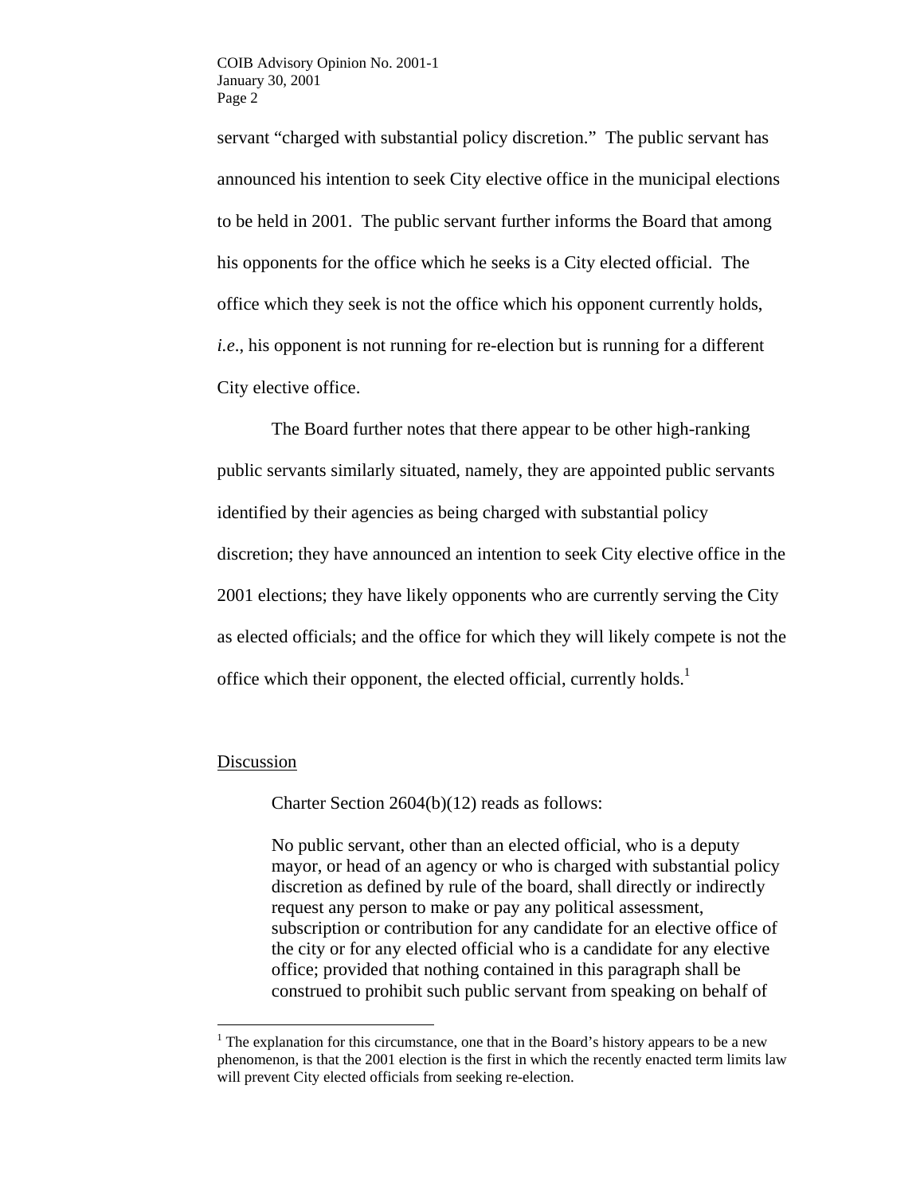servant "charged with substantial policy discretion." The public servant has announced his intention to seek City elective office in the municipal elections to be held in 2001. The public servant further informs the Board that among his opponents for the office which he seeks is a City elected official. The office which they seek is not the office which his opponent currently holds, *i.e*., his opponent is not running for re-election but is running for a different City elective office.

The Board further notes that there appear to be other high-ranking public servants similarly situated, namely, they are appointed public servants identified by their agencies as being charged with substantial policy discretion; they have announced an intention to seek City elective office in the 2001 elections; they have likely opponents who are currently serving the City as elected officials; and the office for which they will likely compete is not the office which their opponent, the elected official, currently holds.[1]

Discussion

Charter Section 2604(b)(12) reads as follows:

> No public servant, other than an elected official, who is a deputy mayor, or head of an agency or who is charged with substantial policy discretion as defined by rule of the board, shall directly or indirectly request any person to make or pay any political assessment, subscription or contribution for any candidate for an elective office of the city or for any elected official who is a candidate for any elective office; provided that nothing contained in this paragraph shall be construed to prohibit such public servant from speaking on behalf of

[1] The explanation for this circumstance, one that in the Board's history appears to be a new phenomenon, is that the 2001 election is the first in which the recently enacted term limits law will prevent City elected officials from seeking re-election.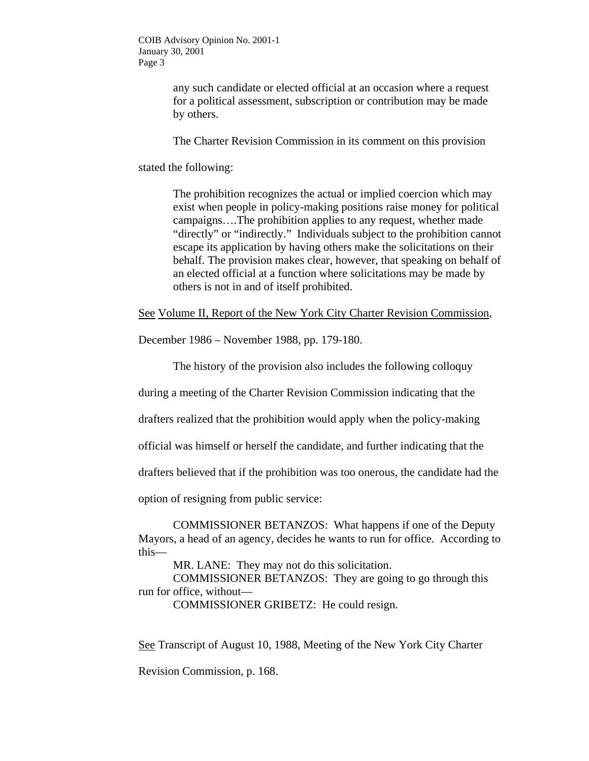> any such candidate or elected official at an occasion where a request for a political assessment, subscription or contribution may be made by others.

The Charter Revision Commission in its comment on this provision stated the following:

> The prohibition recognizes the actual or implied coercion which may exist when people in policy-making positions raise money for political campaigns….The prohibition applies to any request, whether made "directly" or "indirectly." Individuals subject to the prohibition cannot escape its application by having others make the solicitations on their behalf. The provision makes clear, however, that speaking on behalf of an elected official at a function where solicitations may be made by others is not in and of itself prohibited.

See Volume II, Report of the New York City Charter Revision Commission, December 1986 – November 1988, pp. 179-180.

The history of the provision also includes the following colloquy during a meeting of the Charter Revision Commission indicating that the drafters realized that the prohibition would apply when the policy-making official was himself or herself the candidate, and further indicating that the drafters believed that if the prohibition was too onerous, the candidate had the option of resigning from public service:

> COMMISSIONER BETANZOS: What happens if one of the Deputy Mayors, a head of an agency, decides he wants to run for office. According to this—
>
> MR. LANE: They may not do this solicitation.
>
> COMMISSIONER BETANZOS: They are going to go through this run for office, without—
>
> COMMISSIONER GRIBETZ: He could resign.

See Transcript of August 10, 1988, Meeting of the New York City Charter Revision Commission, p. 168.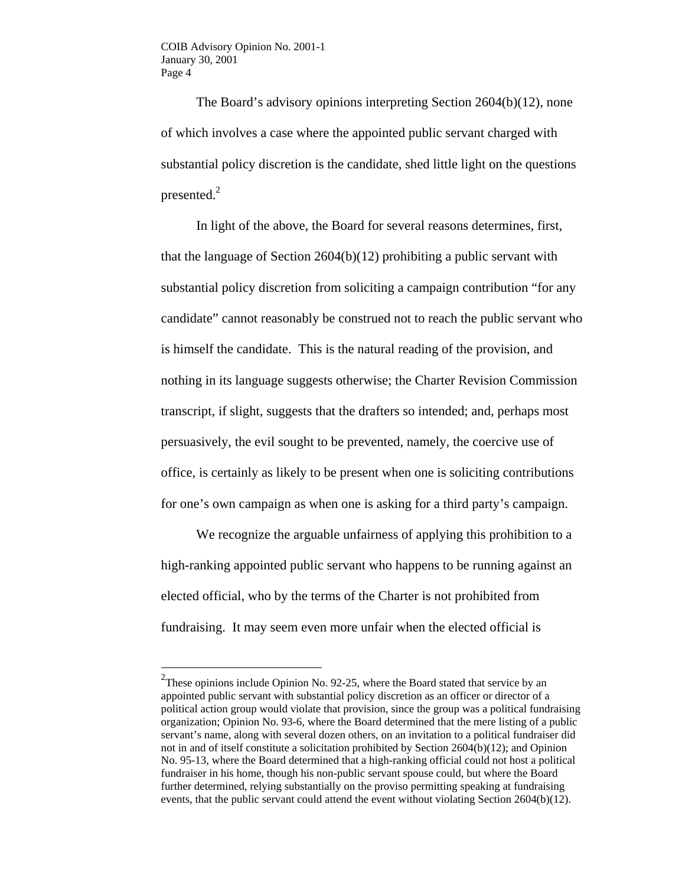The Board's advisory opinions interpreting Section 2604(b)(12), none of which involves a case where the appointed public servant charged with substantial policy discretion is the candidate, shed little light on the questions presented.[2]

In light of the above, the Board for several reasons determines, first, that the language of Section 2604(b)(12) prohibiting a public servant with substantial policy discretion from soliciting a campaign contribution "for any candidate" cannot reasonably be construed not to reach the public servant who is himself the candidate. This is the natural reading of the provision, and nothing in its language suggests otherwise; the Charter Revision Commission transcript, if slight, suggests that the drafters so intended; and, perhaps most persuasively, the evil sought to be prevented, namely, the coercive use of office, is certainly as likely to be present when one is soliciting contributions for one's own campaign as when one is asking for a third party's campaign.

We recognize the arguable unfairness of applying this prohibition to a high-ranking appointed public servant who happens to be running against an elected official, who by the terms of the Charter is not prohibited from fundraising. It may seem even more unfair when the elected official is

---

[2] These opinions include Opinion No. 92-25, where the Board stated that service by an appointed public servant with substantial policy discretion as an officer or director of a political action group would violate that provision, since the group was a political fundraising organization; Opinion No. 93-6, where the Board determined that the mere listing of a public servant's name, along with several dozen others, on an invitation to a political fundraiser did not in and of itself constitute a solicitation prohibited by Section 2604(b)(12); and Opinion No. 95-13, where the Board determined that a high-ranking official could not host a political fundraiser in his home, though his non-public servant spouse could, but where the Board further determined, relying substantially on the proviso permitting speaking at fundraising events, that the public servant could attend the event without violating Section 2604(b)(12).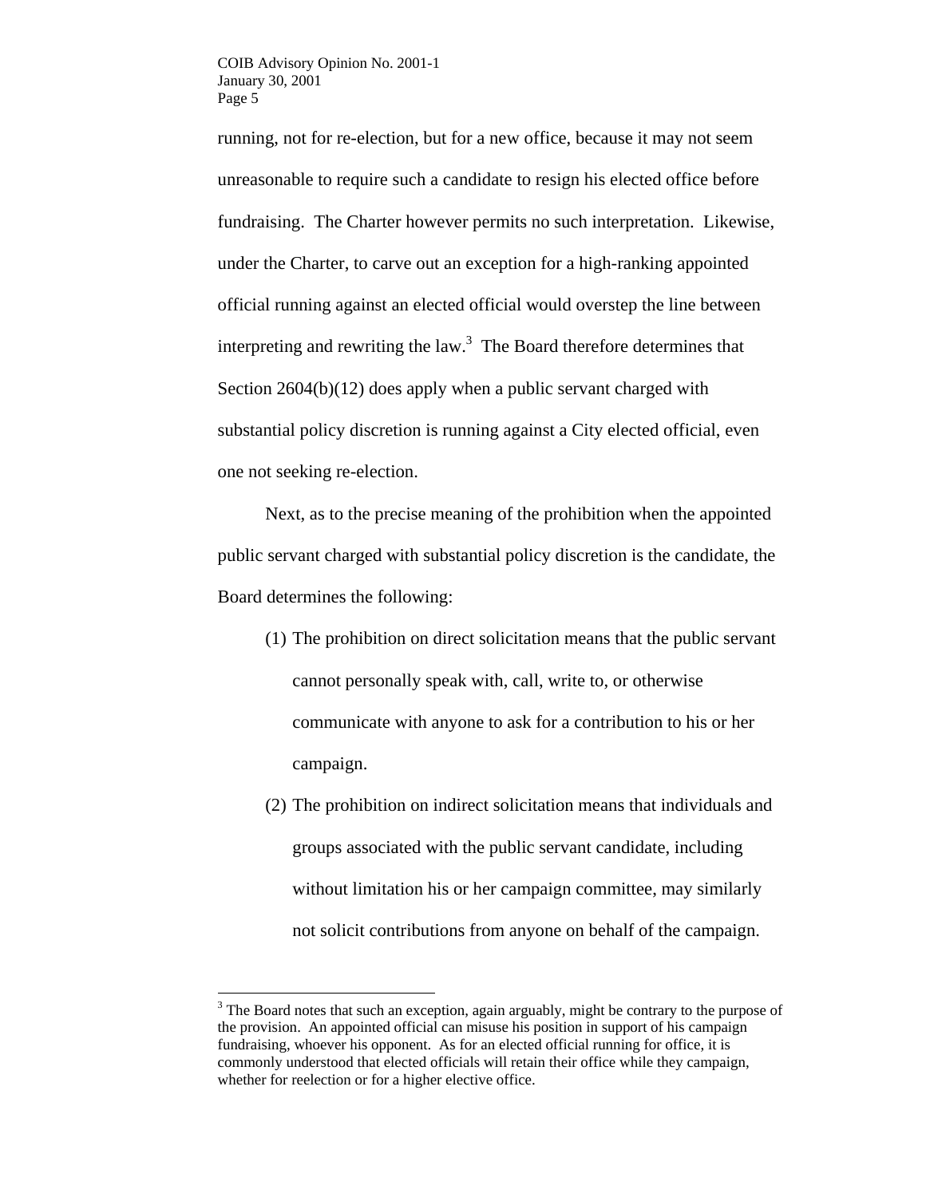running, not for re-election, but for a new office, because it may not seem unreasonable to require such a candidate to resign his elected office before fundraising. The Charter however permits no such interpretation. Likewise, under the Charter, to carve out an exception for a high-ranking appointed official running against an elected official would overstep the line between interpreting and rewriting the law.[3] The Board therefore determines that Section 2604(b)(12) does apply when a public servant charged with substantial policy discretion is running against a City elected official, even one not seeking re-election.

Next, as to the precise meaning of the prohibition when the appointed public servant charged with substantial policy discretion is the candidate, the Board determines the following:

(1) The prohibition on direct solicitation means that the public servant cannot personally speak with, call, write to, or otherwise communicate with anyone to ask for a contribution to his or her campaign.

(2) The prohibition on indirect solicitation means that individuals and groups associated with the public servant candidate, including without limitation his or her campaign committee, may similarly not solicit contributions from anyone on behalf of the campaign.

---

[3] The Board notes that such an exception, again arguably, might be contrary to the purpose of the provision. An appointed official can misuse his position in support of his campaign fundraising, whoever his opponent. As for an elected official running for office, it is commonly understood that elected officials will retain their office while they campaign, whether for reelection or for a higher elective office.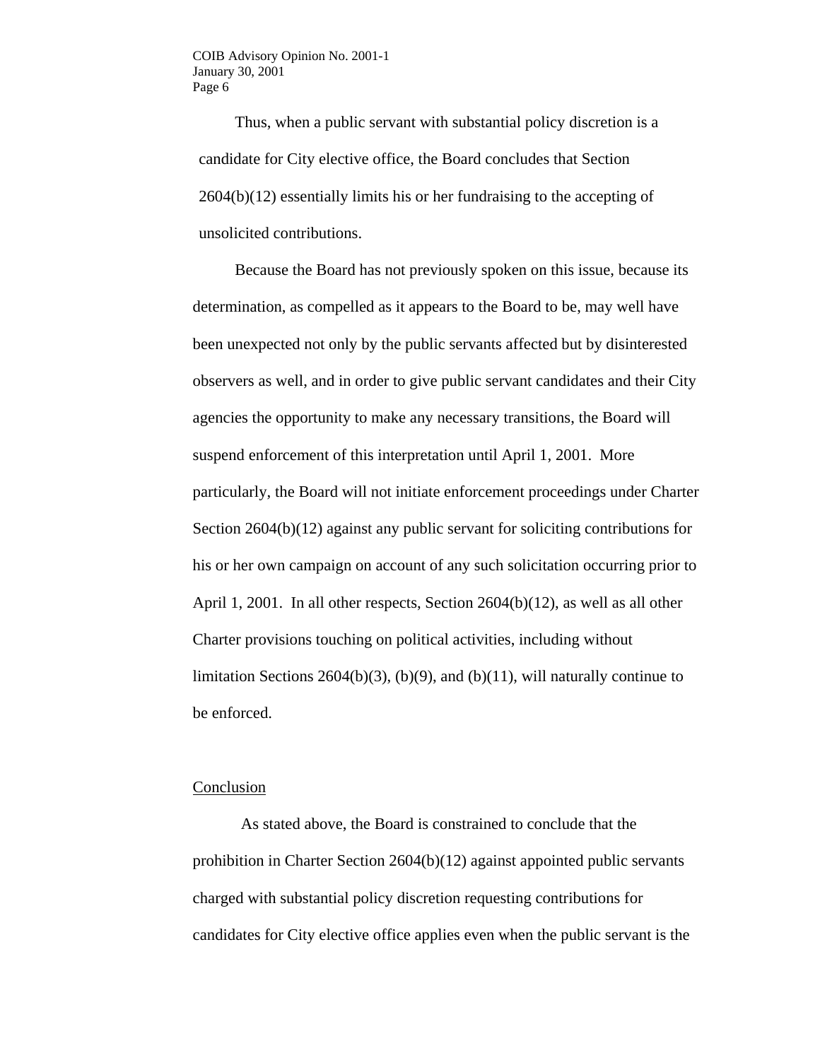Thus, when a public servant with substantial policy discretion is a candidate for City elective office, the Board concludes that Section 2604(b)(12) essentially limits his or her fundraising to the accepting of unsolicited contributions.

Because the Board has not previously spoken on this issue, because its determination, as compelled as it appears to the Board to be, may well have been unexpected not only by the public servants affected but by disinterested observers as well, and in order to give public servant candidates and their City agencies the opportunity to make any necessary transitions, the Board will suspend enforcement of this interpretation until April 1, 2001. More particularly, the Board will not initiate enforcement proceedings under Charter Section 2604(b)(12) against any public servant for soliciting contributions for his or her own campaign on account of any such solicitation occurring prior to April 1, 2001. In all other respects, Section 2604(b)(12), as well as all other Charter provisions touching on political activities, including without limitation Sections 2604(b)(3), (b)(9), and (b)(11), will naturally continue to be enforced.

## Conclusion

As stated above, the Board is constrained to conclude that the prohibition in Charter Section 2604(b)(12) against appointed public servants charged with substantial policy discretion requesting contributions for candidates for City elective office applies even when the public servant is the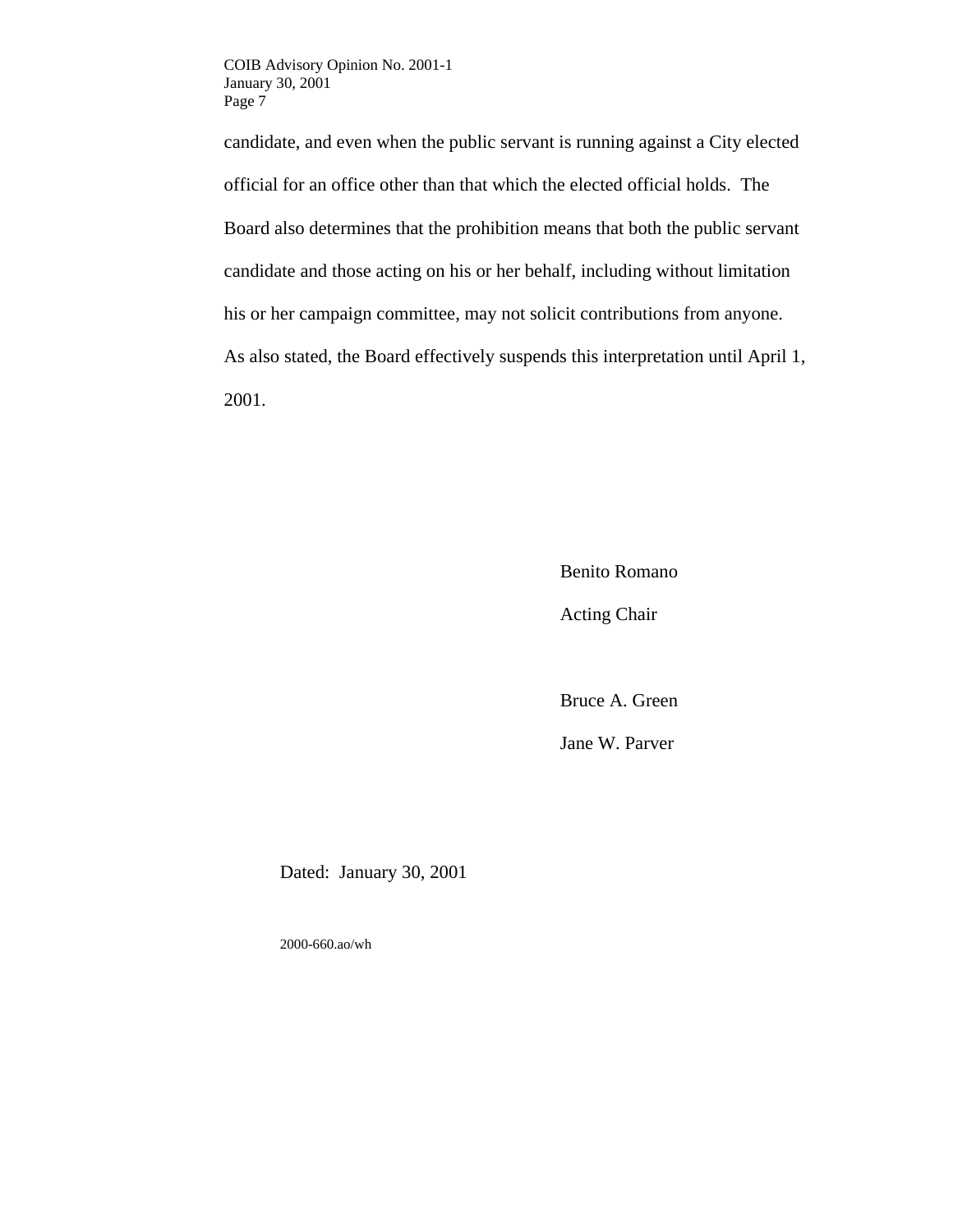candidate, and even when the public servant is running against a City elected official for an office other than that which the elected official holds. The Board also determines that the prohibition means that both the public servant candidate and those acting on his or her behalf, including without limitation his or her campaign committee, may not solicit contributions from anyone. As also stated, the Board effectively suspends this interpretation until April 1, 2001.

Benito Romano

Acting Chair

Bruce A. Green

Jane W. Parver

Dated: January 30, 2001

2000-660.ao/wh